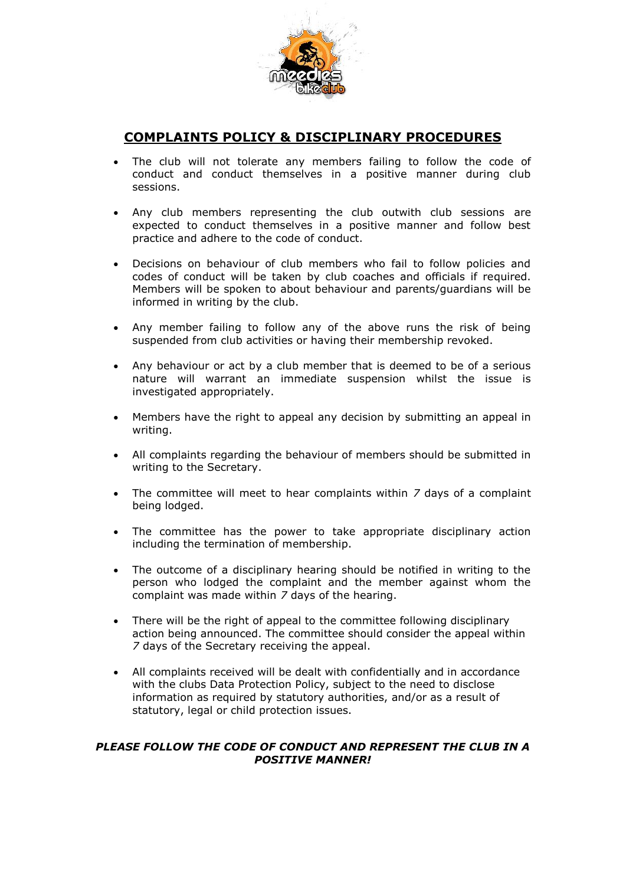# COMPLAINTS POLICY & DISCIPLINARY PROCEDURES

- The club will not tolerate any members failing to follow the code of conduct and conduct themselves in a positive manner during club sessions.
- Any club members representing the club outwith club sessions are expected to conduct themselves in a positive manner and follow best practice and adhere to the code of conduct.
- Decisions on behaviour of club members who fail to follow policies and codes of conduct will be taken by club coaches and officials if required. Members will be spoken to about behaviour and parents/guardians will be informed in writing by the club.
- Any member failing to follow any of the above runs the risk of being suspended from club activities or having their membership revoked.
- Any behaviour or act by a club member that is deemed to be of a serious nature will warrant an immediate suspension whilst the issue is investigated appropriately.
- Members have the right to appeal any decision by submitting an appeal in writing.
- All complaints regarding the behaviour of members should be submitted in writing to the Secretary.
- The committee will meet to hear complaints within *7* days of a complaint being lodged.
- The committee has the power to take appropriate disciplinary action including the termination of membership.
- The outcome of a disciplinary hearing should be notified in writing to the person who lodged the complaint and the member against whom the complaint was made within *7* days of the hearing.
- There will be the right of appeal to the committee following disciplinary action being announced. The committee should consider the appeal within *7* days of the Secretary receiving the appeal.
- All complaints received will be dealt with confidentially and in accordance with the clubs Data Protection Policy, subject to the need to disclose information as required by statutory authorities, and/or as a result of statutory, legal or child protection issues.

***PLEASE FOLLOW THE CODE OF CONDUCT AND REPRESENT THE CLUB IN A POSITIVE MANNER!***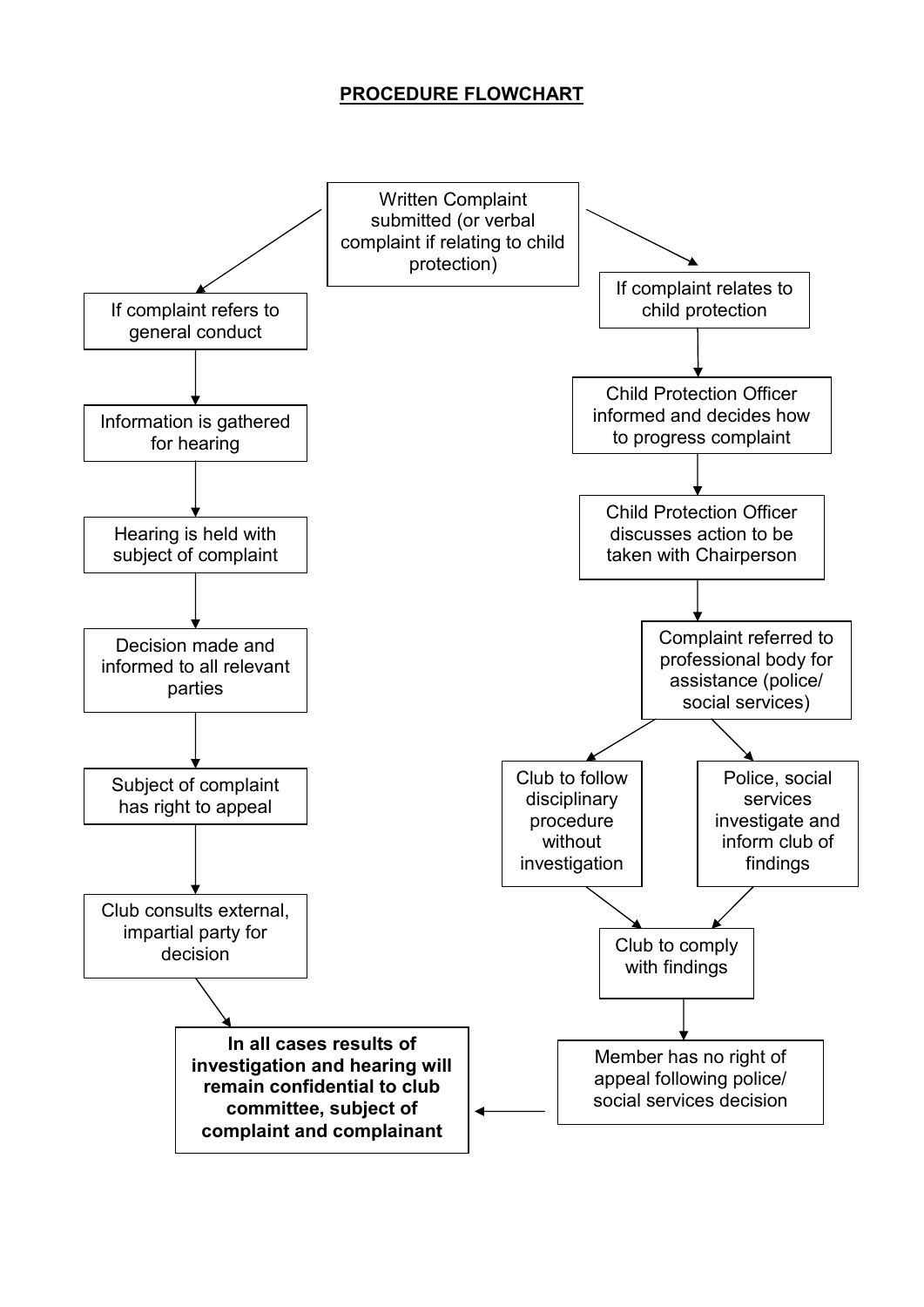## PROCEDURE FLOWCHART

Written Complaint submitted (or verbal complaint if relating to child protection)

If complaint refers to general conduct

Information is gathered for hearing

Hearing is held with subject of complaint

Decision made and informed to all relevant parties

Subject of complaint has right to appeal

Club consults external, impartial party for decision

If complaint relates to child protection

Child Protection Officer informed and decides how to progress complaint

Child Protection Officer discusses action to be taken with Chairperson

Complaint referred to professional body for assistance (police/ social services)

Club to follow disciplinary procedure without investigation

Police, social services investigate and inform club of findings

Club to comply with findings

Member has no right of appeal following police/ social services decision

**In all cases results of investigation and hearing will remain confidential to club committee, subject of complaint and complainant**